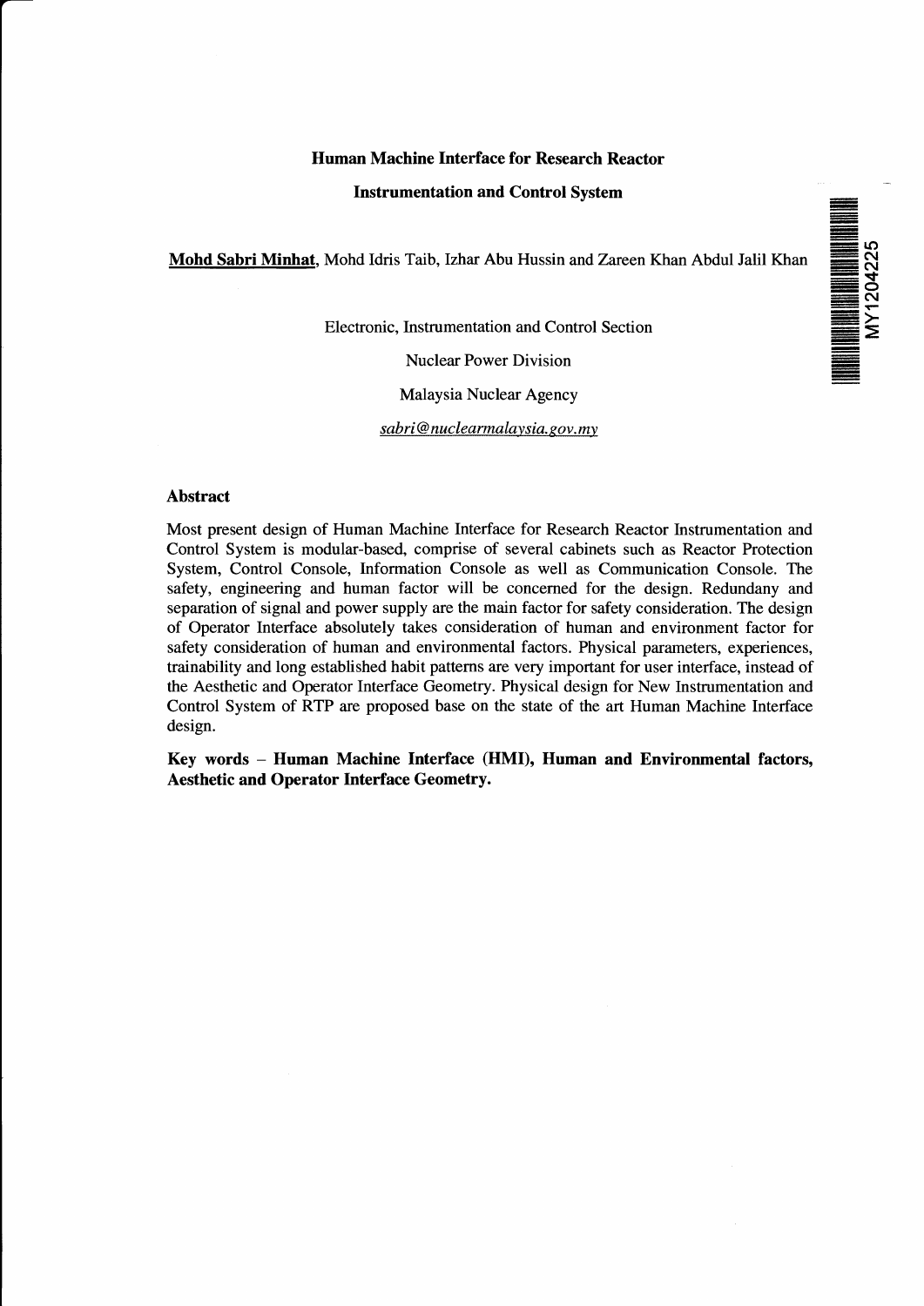# Human Machine Interface for Research Reactor Instrumentation and Control System

**Mohd Sabri Minhat**, Mohd Idris Taib, Izhar Abu Hussin and Zareen Khan Abdul Jalil Khan

Electronic, Instrumentation and Control Section

Nuclear Power Division

Malaysia Nuclear Agency

*sabri@nuclearmalaysia.gov.my*

## Abstract

Most present design of Human Machine Interface for Research Reactor Instrumentation and Control System is modular-based, comprise of several cabinets such as Reactor Protection System, Control Console, Information Console as well as Communication Console. The safety, engineering and human factor will be concerned for the design. Redundany and separation of signal and power supply are the main factor for safety consideration. The design of Operator Interface absolutely takes consideration of human and environment factor for safety consideration of human and environmental factors. Physical parameters, experiences, trainability and long established habit patterns are very important for user interface, instead of the Aesthetic and Operator Interface Geometry. Physical design for New Instrumentation and Control System of RTP are proposed base on the state of the art Human Machine Interface design.

**Key words – Human Machine Interface (HMI), Human and Environmental factors, Aesthetic and Operator Interface Geometry.**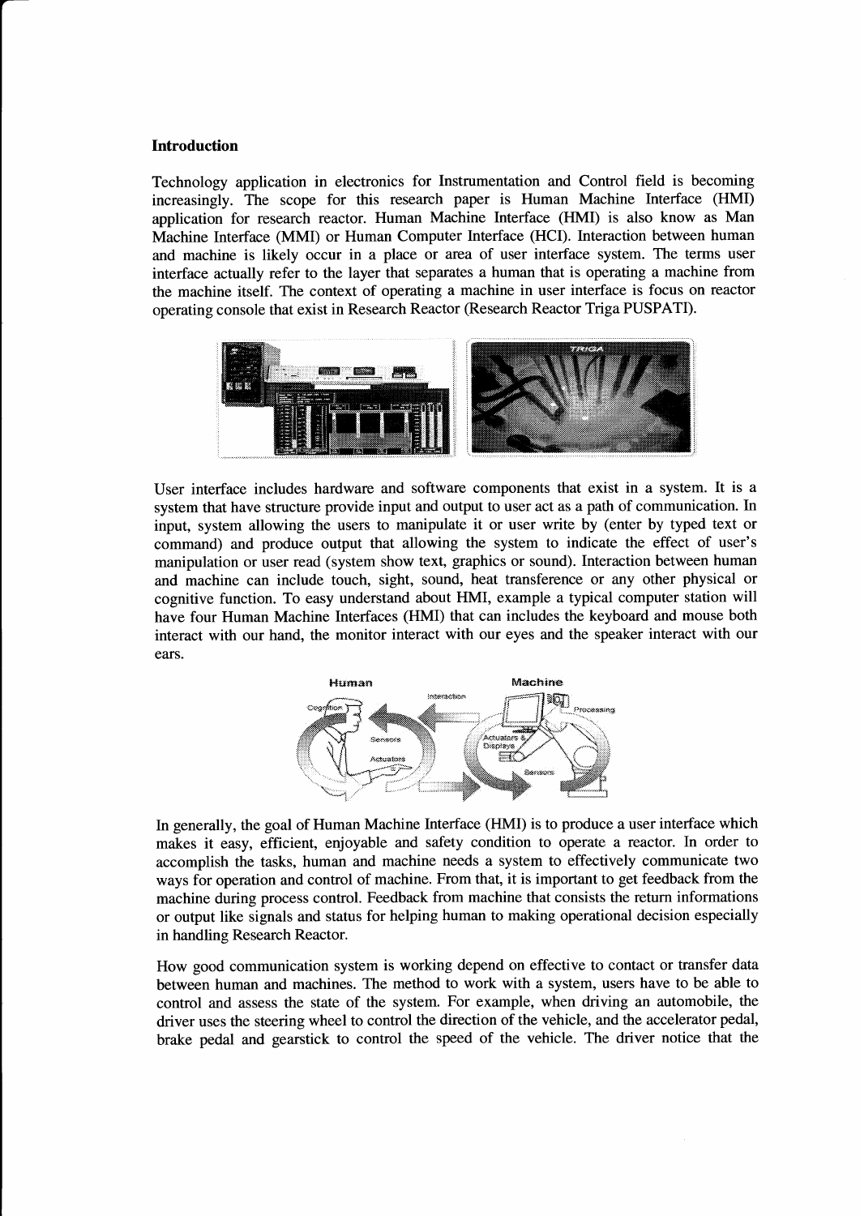## Introduction

Technology application in electronics for Instrumentation and Control field is becoming increasingly. The scope for this research paper is Human Machine Interface (HMI) application for research reactor. Human Machine Interface (HMI) is also know as Man Machine Interface (MMI) or Human Computer Interface (HCI). Interaction between human and machine is likely occur in a place or area of user interface system. The terms user interface actually refer to the layer that separates a human that is operating a machine from the machine itself. The context of operating a machine in user interface is focus on reactor operating console that exist in Research Reactor (Research Reactor Triga PUSPATI).

User interface includes hardware and software components that exist in a system. It is a system that have structure provide input and output to user act as a path of communication. In input, system allowing the users to manipulate it or user write by (enter by typed text or command) and produce output that allowing the system to indicate the effect of user's manipulation or user read (system show text, graphics or sound). Interaction between human and machine can include touch, sight, sound, heat transference or any other physical or cognitive function. To easy understand about HMI, example a typical computer station will have four Human Machine Interfaces (HMI) that can includes the keyboard and mouse both interact with our hand, the monitor interact with our eyes and the speaker interact with our ears.

In generally, the goal of Human Machine Interface (HMI) is to produce a user interface which makes it easy, efficient, enjoyable and safety condition to operate a reactor. In order to accomplish the tasks, human and machine needs a system to effectively communicate two ways for operation and control of machine. From that, it is important to get feedback from the machine during process control. Feedback from machine that consists the return informations or output like signals and status for helping human to making operational decision especially in handling Research Reactor.

How good communication system is working depend on effective to contact or transfer data between human and machines. The method to work with a system, users have to be able to control and assess the state of the system. For example, when driving an automobile, the driver uses the steering wheel to control the direction of the vehicle, and the accelerator pedal, brake pedal and gearstick to control the speed of the vehicle. The driver notice that the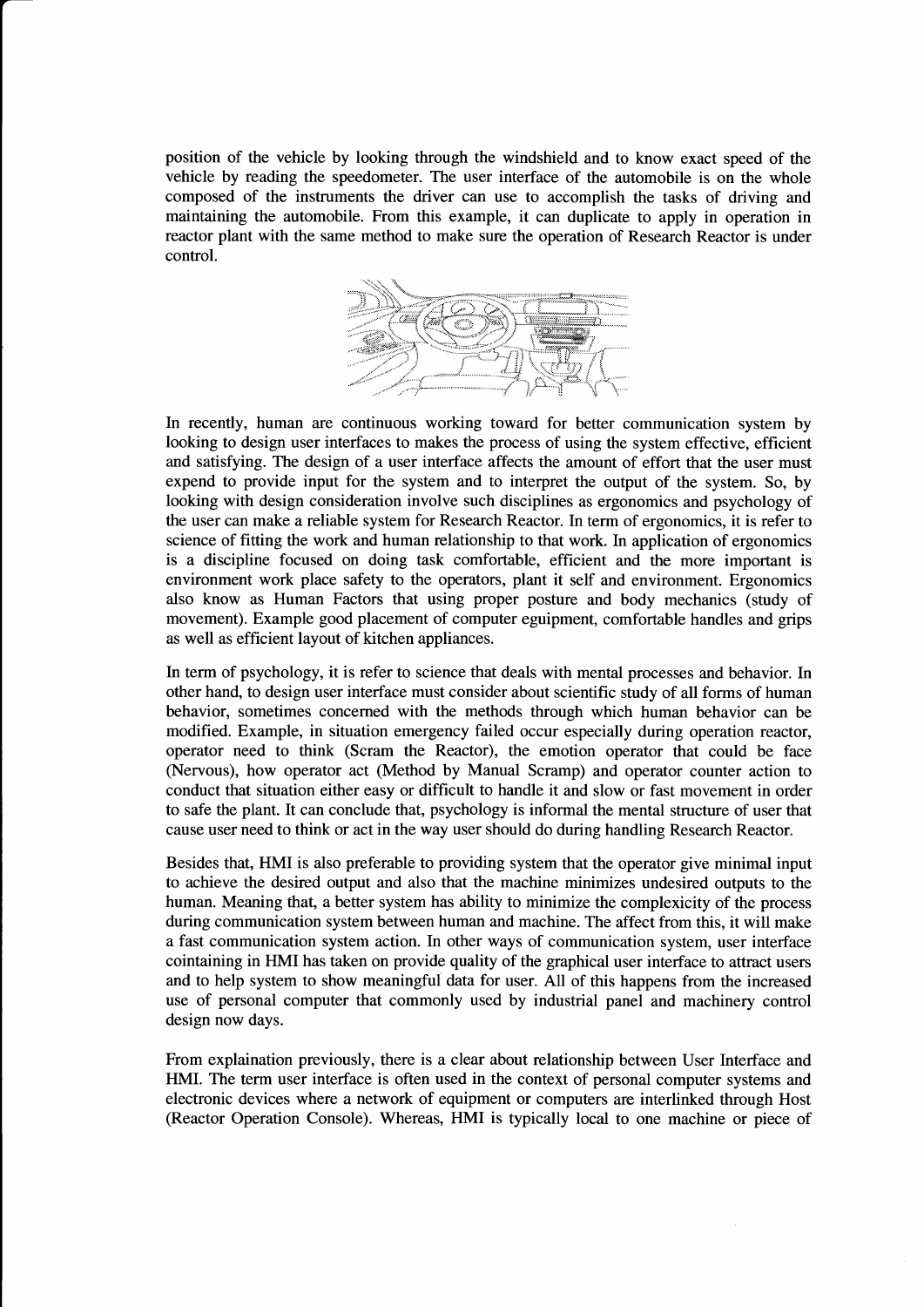position of the vehicle by looking through the windshield and to know exact speed of the vehicle by reading the speedometer. The user interface of the automobile is on the whole composed of the instruments the driver can use to accomplish the tasks of driving and maintaining the automobile. From this example, it can duplicate to apply in operation in reactor plant with the same method to make sure the operation of Research Reactor is under control.

In recently, human are continuous working toward for better communication system by looking to design user interfaces to makes the process of using the system effective, efficient and satisfying. The design of a user interface affects the amount of effort that the user must expend to provide input for the system and to interpret the output of the system. So, by looking with design consideration involve such disciplines as ergonomics and psychology of the user can make a reliable system for Research Reactor. In term of ergonomics, it is refer to science of fitting the work and human relationship to that work. In application of ergonomics is a discipline focused on doing task comfortable, efficient and the more important is environment work place safety to the operators, plant it self and environment. Ergonomics also know as Human Factors that using proper posture and body mechanics (study of movement). Example good placement of computer eguipment, comfortable handles and grips as well as efficient layout of kitchen appliances.

In term of psychology, it is refer to science that deals with mental processes and behavior. In other hand, to design user interface must consider about scientific study of all forms of human behavior, sometimes concerned with the methods through which human behavior can be modified. Example, in situation emergency failed occur especially during operation reactor, operator need to think (Scram the Reactor), the emotion operator that could be face (Nervous), how operator act (Method by Manual Scramp) and operator counter action to conduct that situation either easy or difficult to handle it and slow or fast movement in order to safe the plant. It can conclude that, psychology is informal the mental structure of user that cause user need to think or act in the way user should do during handling Research Reactor.

Besides that, HMI is also preferable to providing system that the operator give minimal input to achieve the desired output and also that the machine minimizes undesired outputs to the human. Meaning that, a better system has ability to minimize the complexicity of the process during communication system between human and machine. The affect from this, it will make a fast communication system action. In other ways of communication system, user interface cointaining in HMI has taken on provide quality of the graphical user interface to attract users and to help system to show meaningful data for user. All of this happens from the increased use of personal computer that commonly used by industrial panel and machinery control design now days.

From explaination previously, there is a clear about relationship between User Interface and HMI. The term user interface is often used in the context of personal computer systems and electronic devices where a network of equipment or computers are interlinked through Host (Reactor Operation Console). Whereas, HMI is typically local to one machine or piece of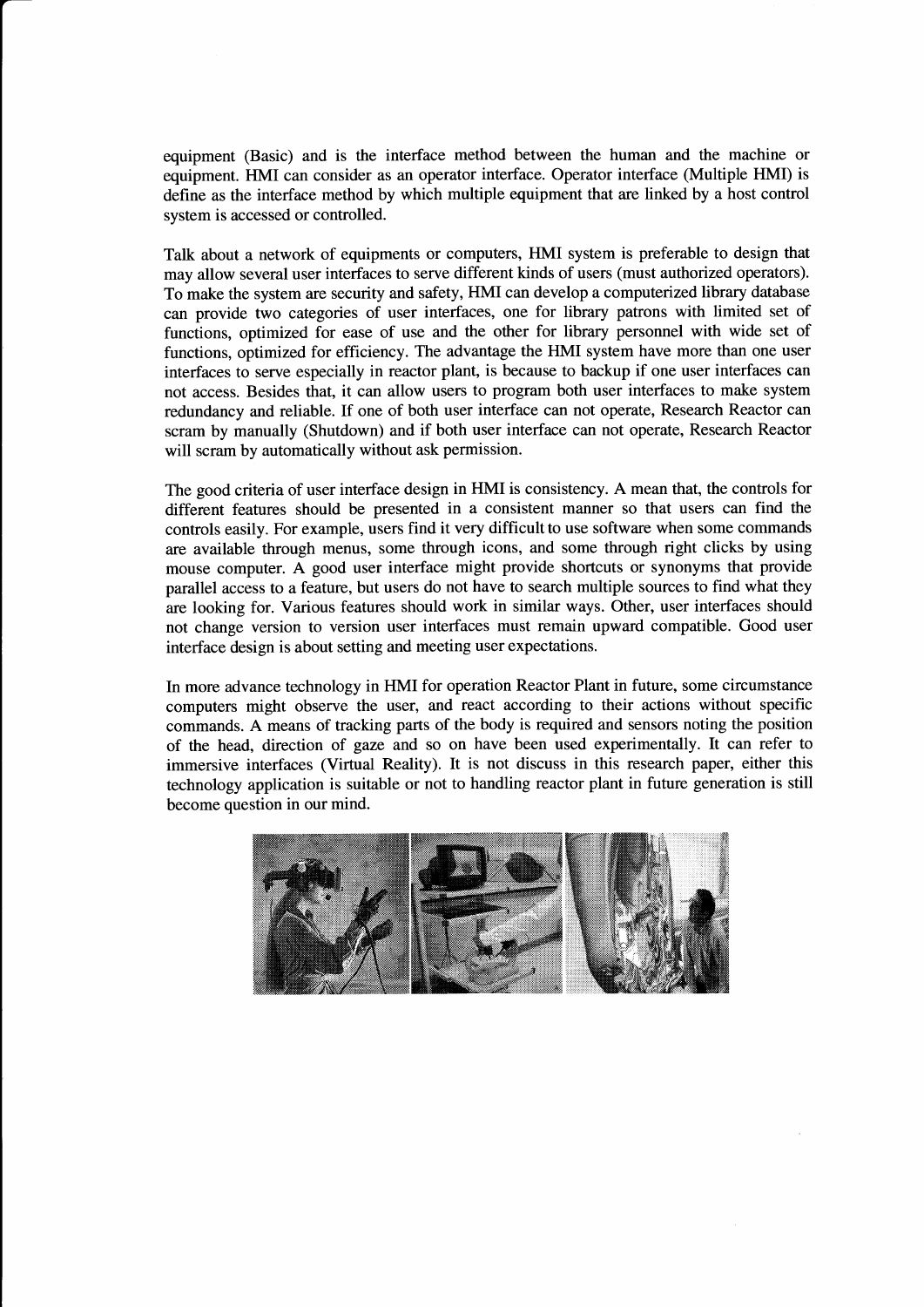equipment (Basic) and is the interface method between the human and the machine or equipment. HMI can consider as an operator interface. Operator interface (Multiple HMI) is define as the interface method by which multiple equipment that are linked by a host control system is accessed or controlled.

Talk about a network of equipments or computers, HMI system is preferable to design that may allow several user interfaces to serve different kinds of users (must authorized operators). To make the system are security and safety, HMI can develop a computerized library database can provide two categories of user interfaces, one for library patrons with limited set of functions, optimized for ease of use and the other for library personnel with wide set of functions, optimized for efficiency. The advantage the HMI system have more than one user interfaces to serve especially in reactor plant, is because to backup if one user interfaces can not access. Besides that, it can allow users to program both user interfaces to make system redundancy and reliable. If one of both user interface can not operate, Research Reactor can scram by manually (Shutdown) and if both user interface can not operate, Research Reactor will scram by automatically without ask permission.

The good criteria of user interface design in HMI is consistency. A mean that, the controls for different features should be presented in a consistent manner so that users can find the controls easily. For example, users find it very difficult to use software when some commands are available through menus, some through icons, and some through right clicks by using mouse computer. A good user interface might provide shortcuts or synonyms that provide parallel access to a feature, but users do not have to search multiple sources to find what they are looking for. Various features should work in similar ways. Other, user interfaces should not change version to version user interfaces must remain upward compatible. Good user interface design is about setting and meeting user expectations.

In more advance technology in HMI for operation Reactor Plant in future, some circumstance computers might observe the user, and react according to their actions without specific commands. A means of tracking parts of the body is required and sensors noting the position of the head, direction of gaze and so on have been used experimentally. It can refer to immersive interfaces (Virtual Reality). It is not discuss in this research paper, either this technology application is suitable or not to handling reactor plant in future generation is still become question in our mind.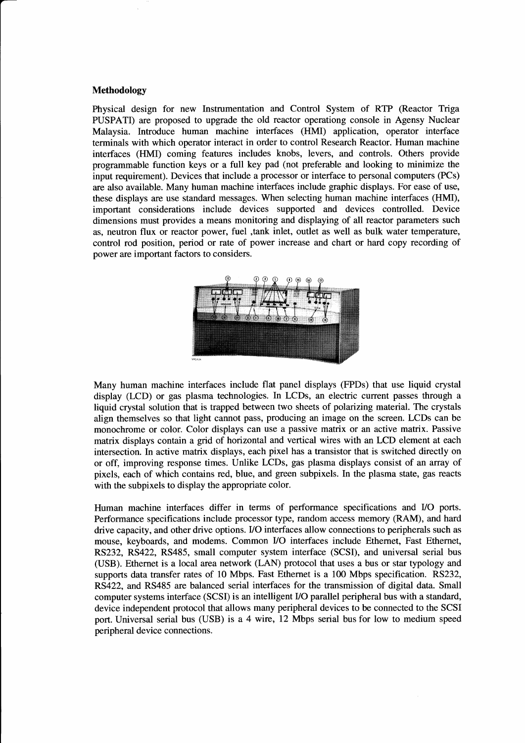### Methodology

Physical design for new Instrumentation and Control System of RTP (Reactor Triga PUSPATI) are proposed to upgrade the old reactor operationg console in Agensy Nuclear Malaysia. Introduce human machine interfaces (HMI) application, operator interface terminals with which operator interact in order to control Research Reactor. Human machine interfaces (HMI) coming features includes knobs, levers, and controls. Others provide programmable function keys or a full key pad (not preferable and looking to minimize the input requirement). Devices that include a processor or interface to personal computers (PCs) are also available. Many human machine interfaces include graphic displays. For ease of use, these displays are use standard messages. When selecting human machine interfaces (HMI), important considerations include devices supported and devices controlled. Device dimensions must provides a means monitoring and displaying of all reactor parameters such as, neutron flux or reactor power, fuel ,tank inlet, outlet as well as bulk water temperature, control rod position, period or rate of power increase and chart or hard copy recording of power are important factors to considers.

Many human machine interfaces include flat panel displays (FPDs) that use liquid crystal display (LCD) or gas plasma technologies. In LCDs, an electric current passes through a liquid crystal solution that is trapped between two sheets of polarizing material. The crystals align themselves so that light cannot pass, producing an image on the screen. LCDs can be monochrome or color. Color displays can use a passive matrix or an active matrix. Passive matrix displays contain a grid of horizontal and vertical wires with an LCD element at each intersection. In active matrix displays, each pixel has a transistor that is switched directly on or off, improving response times. Unlike LCDs, gas plasma displays consist of an array of pixels, each of which contains red, blue, and green subpixels. In the plasma state, gas reacts with the subpixels to display the appropriate color.

Human machine interfaces differ in terms of performance specifications and I/O ports. Performance specifications include processor type, random access memory (RAM), and hard drive capacity, and other drive options. I/O interfaces allow connections to peripherals such as mouse, keyboards, and modems. Common I/O interfaces include Ethernet, Fast Ethernet, RS232, RS422, RS485, small computer system interface (SCSI), and universal serial bus (USB). Ethernet is a local area network (LAN) protocol that uses a bus or star typology and supports data transfer rates of 10 Mbps. Fast Ethernet is a 100 Mbps specification. RS232, RS422, and RS485 are balanced serial interfaces for the transmission of digital data. Small computer systems interface (SCSI) is an intelligent I/O parallel peripheral bus with a standard, device independent protocol that allows many peripheral devices to be connected to the SCSI port. Universal serial bus (USB) is a 4 wire, 12 Mbps serial bus for low to medium speed peripheral device connections.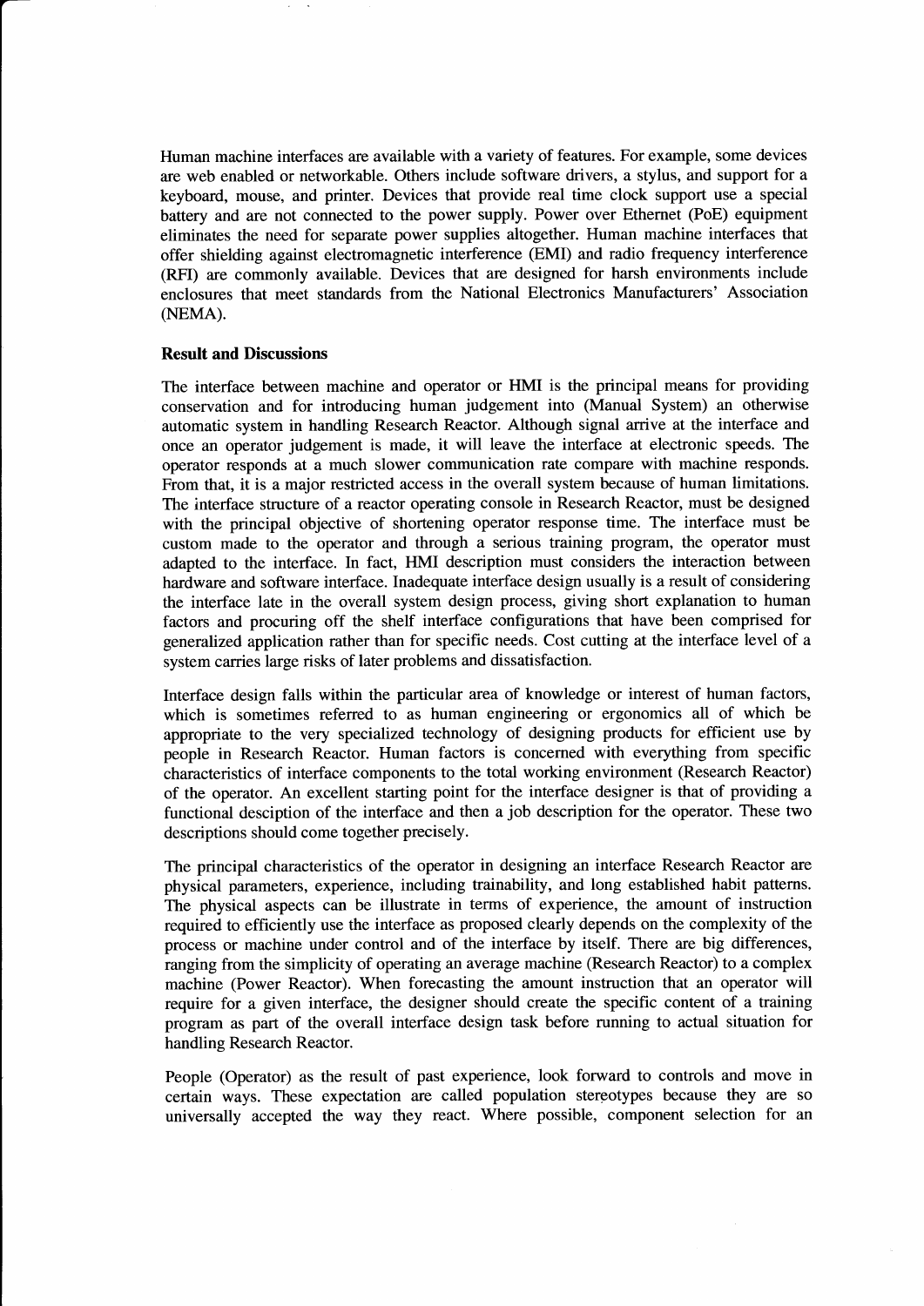Human machine interfaces are available with a variety of features. For example, some devices are web enabled or networkable. Others include software drivers, a stylus, and support for a keyboard, mouse, and printer. Devices that provide real time clock support use a special battery and are not connected to the power supply. Power over Ethernet (PoE) equipment eliminates the need for separate power supplies altogether. Human machine interfaces that offer shielding against electromagnetic interference (EMI) and radio frequency interference (RFI) are commonly available. Devices that are designed for harsh environments include enclosures that meet standards from the National Electronics Manufacturers' Association (NEMA).

**Result and Discussions**

The interface between machine and operator or HMI is the principal means for providing conservation and for introducing human judgement into (Manual System) an otherwise automatic system in handling Research Reactor. Although signal arrive at the interface and once an operator judgement is made, it will leave the interface at electronic speeds. The operator responds at a much slower communication rate compare with machine responds. From that, it is a major restricted access in the overall system because of human limitations. The interface structure of a reactor operating console in Research Reactor, must be designed with the principal objective of shortening operator response time. The interface must be custom made to the operator and through a serious training program, the operator must adapted to the interface. In fact, HMI description must considers the interaction between hardware and software interface. Inadequate interface design usually is a result of considering the interface late in the overall system design process, giving short explanation to human factors and procuring off the shelf interface configurations that have been comprised for generalized application rather than for specific needs. Cost cutting at the interface level of a system carries large risks of later problems and dissatisfaction.

Interface design falls within the particular area of knowledge or interest of human factors, which is sometimes referred to as human engineering or ergonomics all of which be appropriate to the very specialized technology of designing products for efficient use by people in Research Reactor. Human factors is concerned with everything from specific characteristics of interface components to the total working environment (Research Reactor) of the operator. An excellent starting point for the interface designer is that of providing a functional desciption of the interface and then a job description for the operator. These two descriptions should come together precisely.

The principal characteristics of the operator in designing an interface Research Reactor are physical parameters, experience, including trainability, and long established habit patterns. The physical aspects can be illustrate in terms of experience, the amount of instruction required to efficiently use the interface as proposed clearly depends on the complexity of the process or machine under control and of the interface by itself. There are big differences, ranging from the simplicity of operating an average machine (Research Reactor) to a complex machine (Power Reactor). When forecasting the amount instruction that an operator will require for a given interface, the designer should create the specific content of a training program as part of the overall interface design task before running to actual situation for handling Research Reactor.

People (Operator) as the result of past experience, look forward to controls and move in certain ways. These expectation are called population stereotypes because they are so universally accepted the way they react. Where possible, component selection for an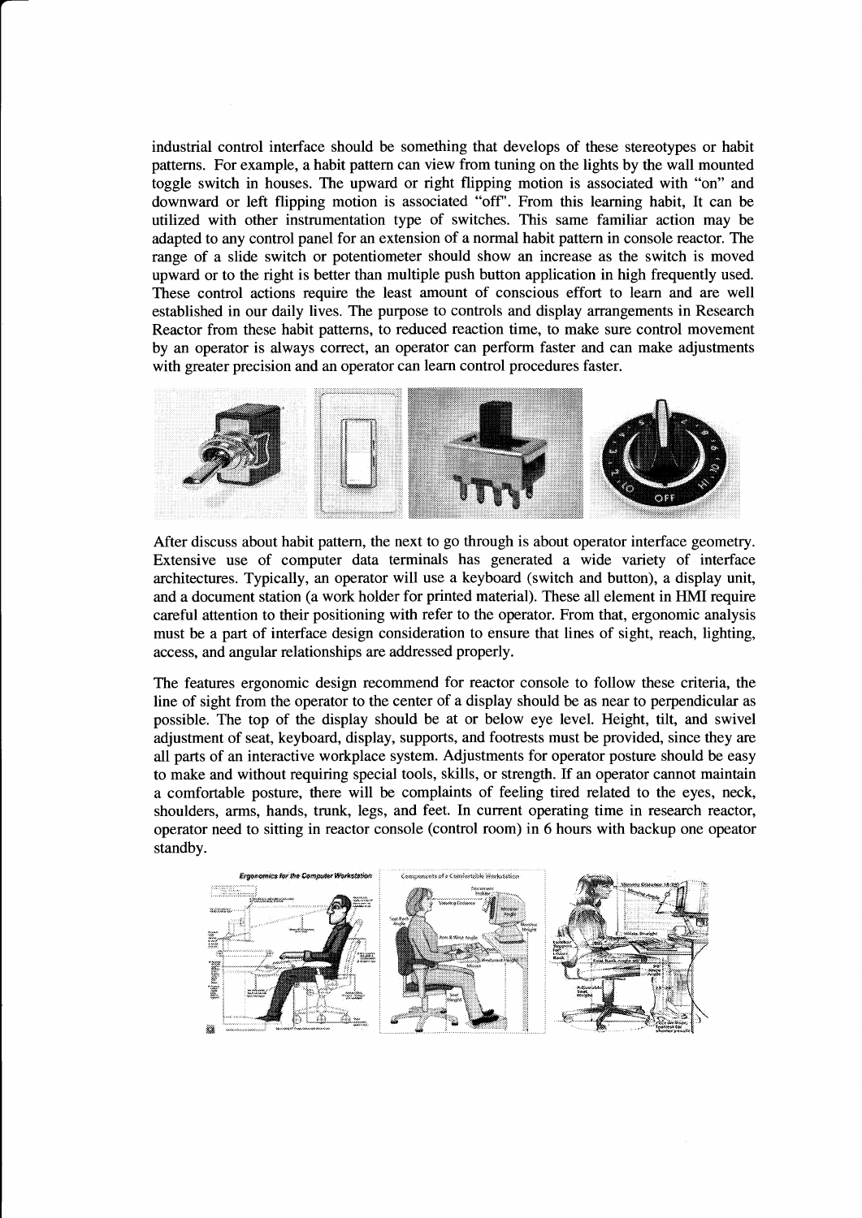industrial control interface should be something that develops of these stereotypes or habit patterns. For example, a habit pattern can view from tuning on the lights by the wall mounted toggle switch in houses. The upward or right flipping motion is associated with "on" and downward or left flipping motion is associated "off". From this learning habit, It can be utilized with other instrumentation type of switches. This same familiar action may be adapted to any control panel for an extension of a normal habit pattern in console reactor. The range of a slide switch or potentiometer should show an increase as the switch is moved upward or to the right is better than multiple push button application in high frequently used. These control actions require the least amount of conscious effort to learn and are well established in our daily lives. The purpose to controls and display arrangements in Research Reactor from these habit patterns, to reduced reaction time, to make sure control movement by an operator is always correct, an operator can perform faster and can make adjustments with greater precision and an operator can learn control procedures faster.

After discuss about habit pattern, the next to go through is about operator interface geometry. Extensive use of computer data terminals has generated a wide variety of interface architectures. Typically, an operator will use a keyboard (switch and button), a display unit, and a document station (a work holder for printed material). These all element in HMI require careful attention to their positioning with refer to the operator. From that, ergonomic analysis must be a part of interface design consideration to ensure that lines of sight, reach, lighting, access, and angular relationships are addressed properly.

The features ergonomic design recommend for reactor console to follow these criteria, the line of sight from the operator to the center of a display should be as near to perpendicular as possible. The top of the display should be at or below eye level. Height, tilt, and swivel adjustment of seat, keyboard, display, supports, and footrests must be provided, since they are all parts of an interactive workplace system. Adjustments for operator posture should be easy to make and without requiring special tools, skills, or strength. If an operator cannot maintain a comfortable posture, there will be complaints of feeling tired related to the eyes, neck, shoulders, arms, hands, trunk, legs, and feet. In current operating time in research reactor, operator need to sitting in reactor console (control room) in 6 hours with backup one opeator standby.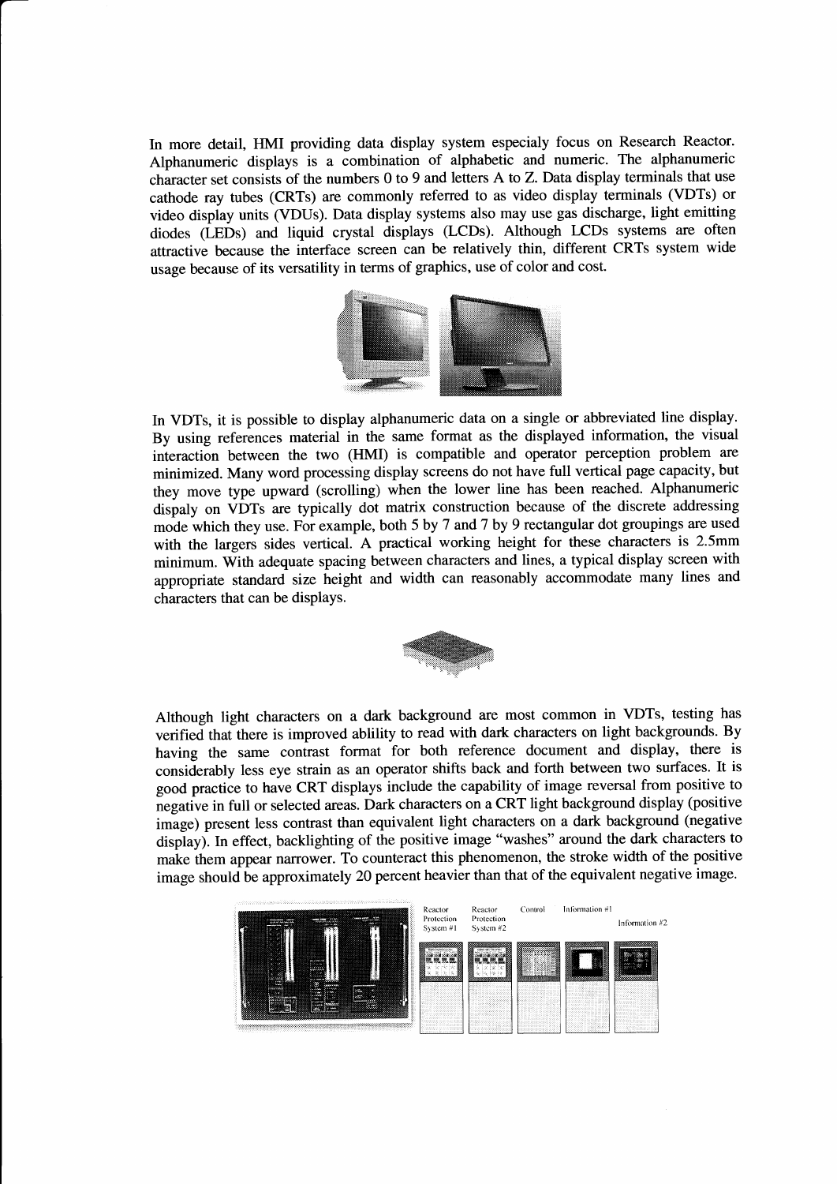In more detail, HMI providing data display system especialy focus on Research Reactor. Alphanumeric displays is a combination of alphabetic and numeric. The alphanumeric character set consists of the numbers 0 to 9 and letters A to Z. Data display terminals that use cathode ray tubes (CRTs) are commonly referred to as video display terminals (VDTs) or video display units (VDUs). Data display systems also may use gas discharge, light emitting diodes (LEDs) and liquid crystal displays (LCDs). Although LCDs systems are often attractive because the interface screen can be relatively thin, different CRTs system wide usage because of its versatility in terms of graphics, use of color and cost.

In VDTs, it is possible to display alphanumeric data on a single or abbreviated line display. By using references material in the same format as the displayed information, the visual interaction between the two (HMI) is compatible and operator perception problem are minimized. Many word processing display screens do not have full vertical page capacity, but they move type upward (scrolling) when the lower line has been reached. Alphanumeric dispaly on VDTs are typically dot matrix construction because of the discrete addressing mode which they use. For example, both 5 by 7 and 7 by 9 rectangular dot groupings are used with the largers sides vertical. A practical working height for these characters is 2.5mm minimum. With adequate spacing between characters and lines, a typical display screen with appropriate standard size height and width can reasonably accommodate many lines and characters that can be displays.

Although light characters on a dark background are most common in VDTs, testing has verified that there is improved ablility to read with dark characters on light backgrounds. By having the same contrast format for both reference document and display, there is considerably less eye strain as an operator shifts back and forth between two surfaces. It is good practice to have CRT displays include the capability of image reversal from positive to negative in full or selected areas. Dark characters on a CRT light background display (positive image) present less contrast than equivalent light characters on a dark background (negative display). In effect, backlighting of the positive image "washes" around the dark characters to make them appear narrower. To counteract this phenomenon, the stroke width of the positive image should be approximately 20 percent heavier than that of the equivalent negative image.

Reactor Protection System #1 | Reactor Protection System #2 | Control | Information #1 | Information #2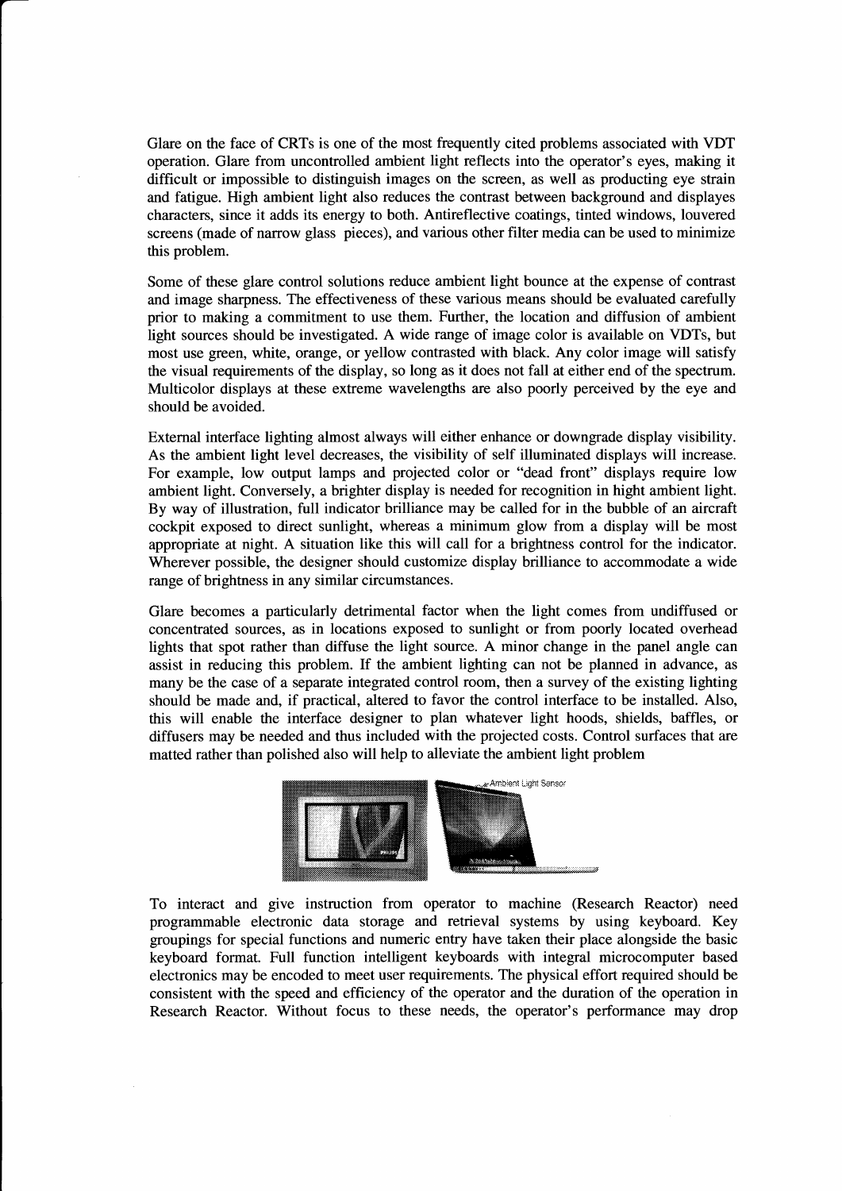Glare on the face of CRTs is one of the most frequently cited problems associated with VDT operation. Glare from uncontrolled ambient light reflects into the operator's eyes, making it difficult or impossible to distinguish images on the screen, as well as producting eye strain and fatigue. High ambient light also reduces the contrast between background and displayes characters, since it adds its energy to both. Antireflective coatings, tinted windows, louvered screens (made of narrow glass pieces), and various other filter media can be used to minimize this problem.

Some of these glare control solutions reduce ambient light bounce at the expense of contrast and image sharpness. The effectiveness of these various means should be evaluated carefully prior to making a commitment to use them. Further, the location and diffusion of ambient light sources should be investigated. A wide range of image color is available on VDTs, but most use green, white, orange, or yellow contrasted with black. Any color image will satisfy the visual requirements of the display, so long as it does not fall at either end of the spectrum. Multicolor displays at these extreme wavelengths are also poorly perceived by the eye and should be avoided.

External interface lighting almost always will either enhance or downgrade display visibility. As the ambient light level decreases, the visibility of self illuminated displays will increase. For example, low output lamps and projected color or "dead front" displays require low ambient light. Conversely, a brighter display is needed for recognition in hight ambient light. By way of illustration, full indicator brilliance may be called for in the bubble of an aircraft cockpit exposed to direct sunlight, whereas a minimum glow from a display will be most appropriate at night. A situation like this will call for a brightness control for the indicator. Wherever possible, the designer should customize display brilliance to accommodate a wide range of brightness in any similar circumstances.

Glare becomes a particularly detrimental factor when the light comes from undiffused or concentrated sources, as in locations exposed to sunlight or from poorly located overhead lights that spot rather than diffuse the light source. A minor change in the panel angle can assist in reducing this problem. If the ambient lighting can not be planned in advance, as many be the case of a separate integrated control room, then a survey of the existing lighting should be made and, if practical, altered to favor the control interface to be installed. Also, this will enable the interface designer to plan whatever light hoods, shields, baffles, or diffusers may be needed and thus included with the projected costs. Control surfaces that are matted rather than polished also will help to alleviate the ambient light problem

To interact and give instruction from operator to machine (Research Reactor) need programmable electronic data storage and retrieval systems by using keyboard. Key groupings for special functions and numeric entry have taken their place alongside the basic keyboard format. Full function intelligent keyboards with integral microcomputer based electronics may be encoded to meet user requirements. The physical effort required should be consistent with the speed and efficiency of the operator and the duration of the operation in Research Reactor. Without focus to these needs, the operator's performance may drop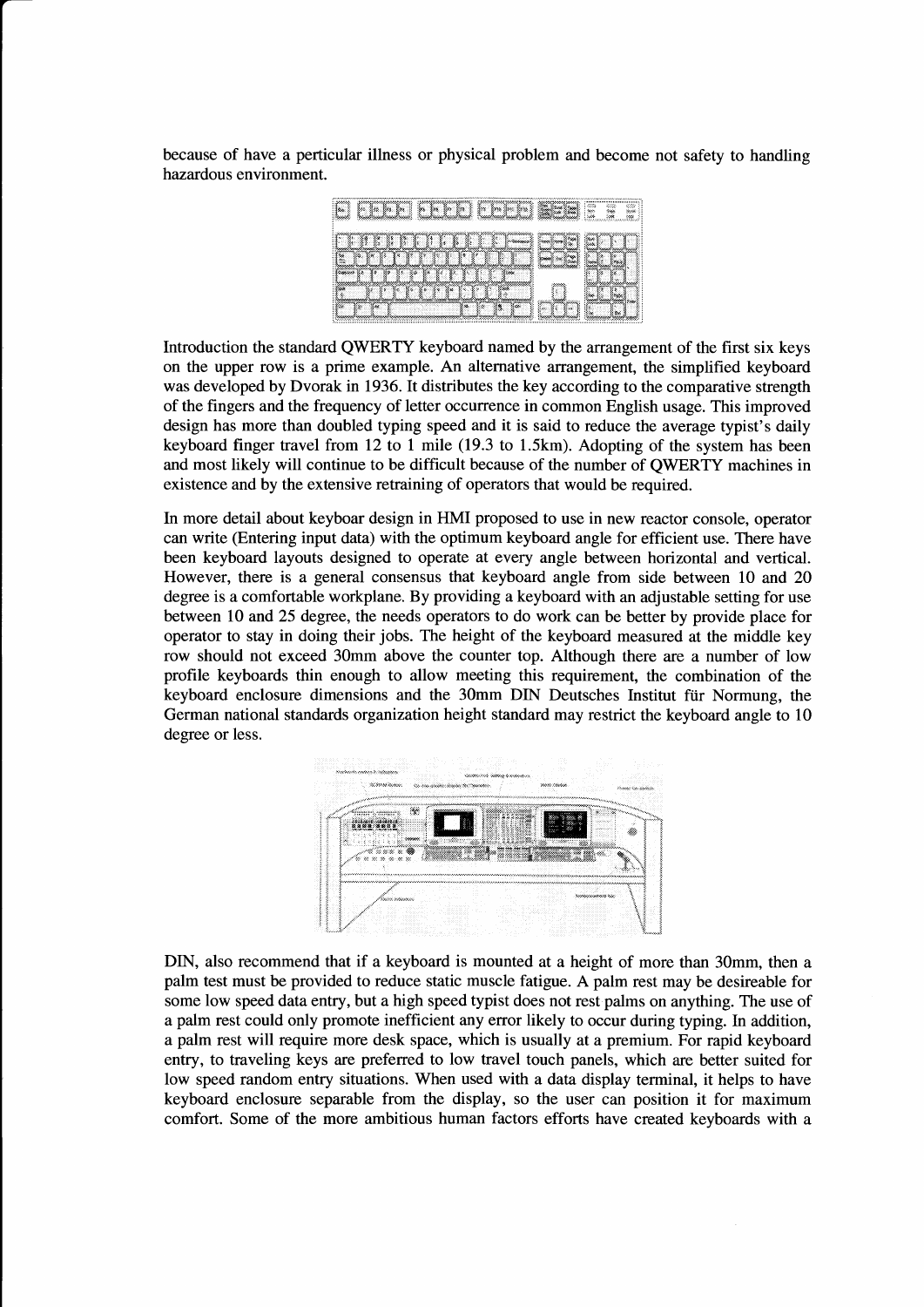because of have a perticular illness or physical problem and become not safety to handling hazardous environment.

Introduction the standard QWERTY keyboard named by the arrangement of the first six keys on the upper row is a prime example. An alternative arrangement, the simplified keyboard was developed by Dvorak in 1936. It distributes the key according to the comparative strength of the fingers and the frequency of letter occurrence in common English usage. This improved design has more than doubled typing speed and it is said to reduce the average typist's daily keyboard finger travel from 12 to 1 mile (19.3 to 1.5km). Adopting of the system has been and most likely will continue to be difficult because of the number of QWERTY machines in existence and by the extensive retraining of operators that would be required.

In more detail about keyboar design in HMI proposed to use in new reactor console, operator can write (Entering input data) with the optimum keyboard angle for efficient use. There have been keyboard layouts designed to operate at every angle between horizontal and vertical. However, there is a general consensus that keyboard angle from side between 10 and 20 degree is a comfortable workplane. By providing a keyboard with an adjustable setting for use between 10 and 25 degree, the needs operators to do work can be better by provide place for operator to stay in doing their jobs. The height of the keyboard measured at the middle key row should not exceed 30mm above the counter top. Although there are a number of low profile keyboards thin enough to allow meeting this requirement, the combination of the keyboard enclosure dimensions and the 30mm DIN Deutsches Institut für Normung, the German national standards organization height standard may restrict the keyboard angle to 10 degree or less.

DIN, also recommend that if a keyboard is mounted at a height of more than 30mm, then a palm test must be provided to reduce static muscle fatigue. A palm rest may be desireable for some low speed data entry, but a high speed typist does not rest palms on anything. The use of a palm rest could only promote inefficient any error likely to occur during typing. In addition, a palm rest will require more desk space, which is usually at a premium. For rapid keyboard entry, to traveling keys are preferred to low travel touch panels, which are better suited for low speed random entry situations. When used with a data display terminal, it helps to have keyboard enclosure separable from the display, so the user can position it for maximum comfort. Some of the more ambitious human factors efforts have created keyboards with a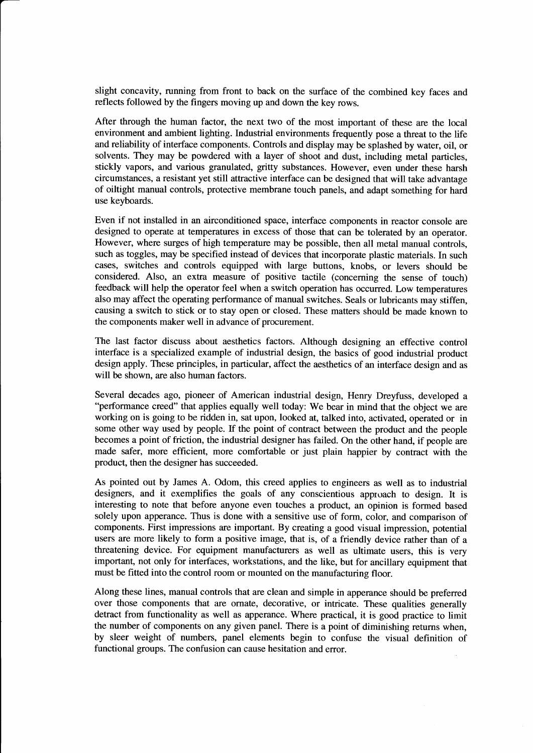slight concavity, running from front to back on the surface of the combined key faces and reflects followed by the fingers moving up and down the key rows.

After through the human factor, the next two of the most important of these are the local environment and ambient lighting. Industrial environments frequently pose a threat to the life and reliability of interface components. Controls and display may be splashed by water, oil, or solvents. They may be powdered with a layer of shoot and dust, including metal particles, stickly vapors, and various granulated, gritty substances. However, even under these harsh circumstances, a resistant yet still attractive interface can be designed that will take advantage of oiltight manual controls, protective membrane touch panels, and adapt something for hard use keyboards.

Even if not installed in an airconditioned space, interface components in reactor console are designed to operate at temperatures in excess of those that can be tolerated by an operator. However, where surges of high temperature may be possible, then all metal manual controls, such as toggles, may be specified instead of devices that incorporate plastic materials. In such cases, switches and controls equipped with large buttons, knobs, or levers should be considered. Also, an extra measure of positive tactile (concerning the sense of touch) feedback will help the operator feel when a switch operation has occurred. Low temperatures also may affect the operating performance of manual switches. Seals or lubricants may stiffen, causing a switch to stick or to stay open or closed. These matters should be made known to the components maker well in advance of procurement.

The last factor discuss about aesthetics factors. Although designing an effective control interface is a specialized example of industrial design, the basics of good industrial product design apply. These principles, in particular, affect the aesthetics of an interface design and as will be shown, are also human factors.

Several decades ago, pioneer of American industrial design, Henry Dreyfuss, developed a "performance creed" that applies equally well today: We bear in mind that the object we are working on is going to be ridden in, sat upon, looked at, talked into, activated, operated or in some other way used by people. If the point of contract between the product and the people becomes a point of friction, the industrial designer has failed. On the other hand, if people are made safer, more efficient, more comfortable or just plain happier by contract with the product, then the designer has succeeded.

As pointed out by James A. Odom, this creed applies to engineers as well as to industrial designers, and it exemplifies the goals of any conscientious approach to design. It is interesting to note that before anyone even touches a product, an opinion is formed based solely upon apperance. Thus is done with a sensitive use of form, color, and comparison of components. First impressions are important. By creating a good visual impression, potential users are more likely to form a positive image, that is, of a friendly device rather than of a threatening device. For equipment manufacturers as well as ultimate users, this is very important, not only for interfaces, workstations, and the like, but for ancillary equipment that must be fitted into the control room or mounted on the manufacturing floor.

Along these lines, manual controls that are clean and simple in apperance should be preferred over those components that are ornate, decorative, or intricate. These qualities generally detract from functionality as well as apperance. Where practical, it is good practice to limit the number of components on any given panel. There is a point of diminishing returns when, by sleer weight of numbers, panel elements begin to confuse the visual definition of functional groups. The confusion can cause hesitation and error.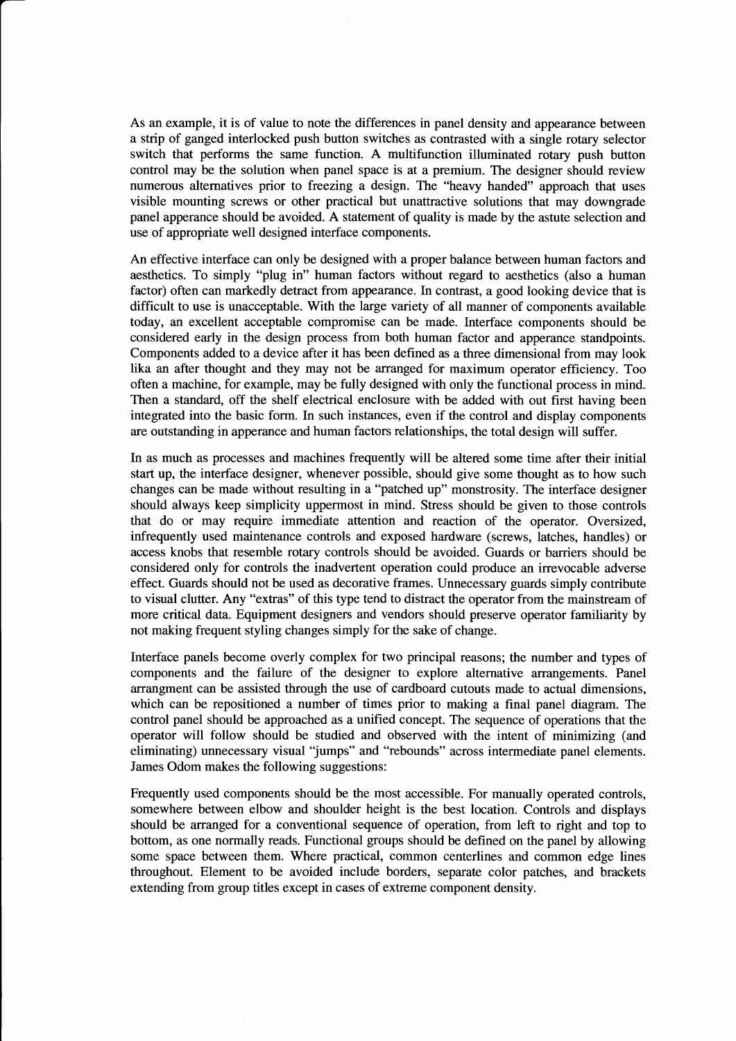As an example, it is of value to note the differences in panel density and appearance between a strip of ganged interlocked push button switches as contrasted with a single rotary selector switch that performs the same function. A multifunction illuminated rotary push button control may be the solution when panel space is at a premium. The designer should review numerous alternatives prior to freezing a design. The "heavy handed" approach that uses visible mounting screws or other practical but unattractive solutions that may downgrade panel apperance should be avoided. A statement of quality is made by the astute selection and use of appropriate well designed interface components.

An effective interface can only be designed with a proper balance between human factors and aesthetics. To simply "plug in" human factors without regard to aesthetics (also a human factor) often can markedly detract from appearance. In contrast, a good looking device that is difficult to use is unacceptable. With the large variety of all manner of components available today, an excellent acceptable compromise can be made. Interface components should be considered early in the design process from both human factor and apperance standpoints. Components added to a device after it has been defined as a three dimensional from may look lika an after thought and they may not be arranged for maximum operator efficiency. Too often a machine, for example, may be fully designed with only the functional process in mind. Then a standard, off the shelf electrical enclosure with be added with out first having been integrated into the basic form. In such instances, even if the control and display components are outstanding in apperance and human factors relationships, the total design will suffer.

In as much as processes and machines frequently will be altered some time after their initial start up, the interface designer, whenever possible, should give some thought as to how such changes can be made without resulting in a "patched up" monstrosity. The interface designer should always keep simplicity uppermost in mind. Stress should be given to those controls that do or may require immediate attention and reaction of the operator. Oversized, infrequently used maintenance controls and exposed hardware (screws, latches, handles) or access knobs that resemble rotary controls should be avoided. Guards or barriers should be considered only for controls the inadvertent operation could produce an irrevocable adverse effect. Guards should not be used as decorative frames. Unnecessary guards simply contribute to visual clutter. Any "extras" of this type tend to distract the operator from the mainstream of more critical data. Equipment designers and vendors should preserve operator familiarity by not making frequent styling changes simply for the sake of change.

Interface panels become overly complex for two principal reasons; the number and types of components and the failure of the designer to explore alternative arrangements. Panel arrangment can be assisted through the use of cardboard cutouts made to actual dimensions, which can be repositioned a number of times prior to making a final panel diagram. The control panel should be approached as a unified concept. The sequence of operations that the operator will follow should be studied and observed with the intent of minimizing (and eliminating) unnecessary visual "jumps" and "rebounds" across intermediate panel elements. James Odom makes the following suggestions:

Frequently used components should be the most accessible. For manually operated controls, somewhere between elbow and shoulder height is the best location. Controls and displays should be arranged for a conventional sequence of operation, from left to right and top to bottom, as one normally reads. Functional groups should be defined on the panel by allowing some space between them. Where practical, common centerlines and common edge lines throughout. Element to be avoided include borders, separate color patches, and brackets extending from group titles except in cases of extreme component density.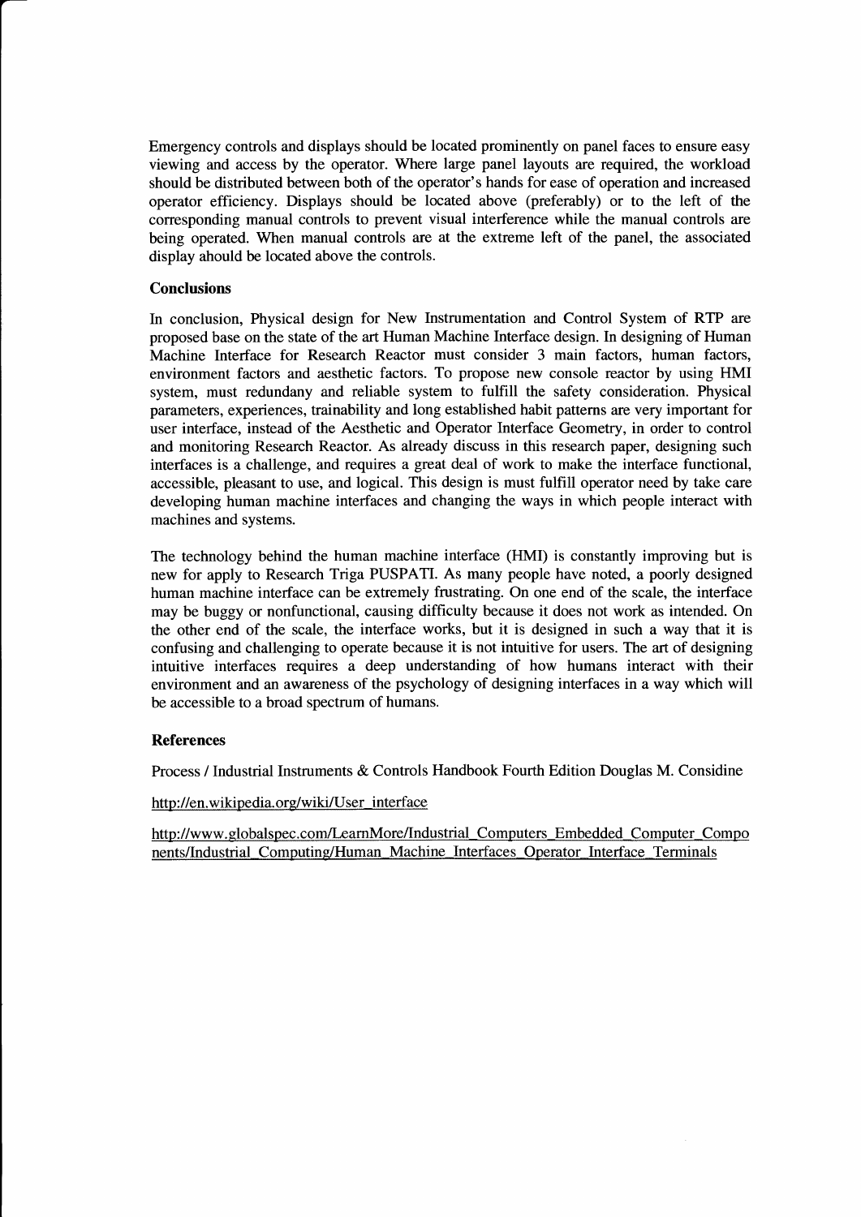Emergency controls and displays should be located prominently on panel faces to ensure easy viewing and access by the operator. Where large panel layouts are required, the workload should be distributed between both of the operator's hands for ease of operation and increased operator efficiency. Displays should be located above (preferably) or to the left of the corresponding manual controls to prevent visual interference while the manual controls are being operated. When manual controls are at the extreme left of the panel, the associated display ahould be located above the controls.

## Conclusions

In conclusion, Physical design for New Instrumentation and Control System of RTP are proposed base on the state of the art Human Machine Interface design. In designing of Human Machine Interface for Research Reactor must consider 3 main factors, human factors, environment factors and aesthetic factors. To propose new console reactor by using HMI system, must redundany and reliable system to fulfill the safety consideration. Physical parameters, experiences, trainability and long established habit patterns are very important for user interface, instead of the Aesthetic and Operator Interface Geometry, in order to control and monitoring Research Reactor. As already discuss in this research paper, designing such interfaces is a challenge, and requires a great deal of work to make the interface functional, accessible, pleasant to use, and logical. This design is must fulfill operator need by take care developing human machine interfaces and changing the ways in which people interact with machines and systems.

The technology behind the human machine interface (HMI) is constantly improving but is new for apply to Research Triga PUSPATI. As many people have noted, a poorly designed human machine interface can be extremely frustrating. On one end of the scale, the interface may be buggy or nonfunctional, causing difficulty because it does not work as intended. On the other end of the scale, the interface works, but it is designed in such a way that it is confusing and challenging to operate because it is not intuitive for users. The art of designing intuitive interfaces requires a deep understanding of how humans interact with their environment and an awareness of the psychology of designing interfaces in a way which will be accessible to a broad spectrum of humans.

## References

Process / Industrial Instruments & Controls Handbook Fourth Edition Douglas M. Considine

http://en.wikipedia.org/wiki/User_interface

http://www.globalspec.com/LearnMore/Industrial_Computers_Embedded_Computer_Components/Industrial_Computing/Human_Machine_Interfaces_Operator_Interface_Terminals